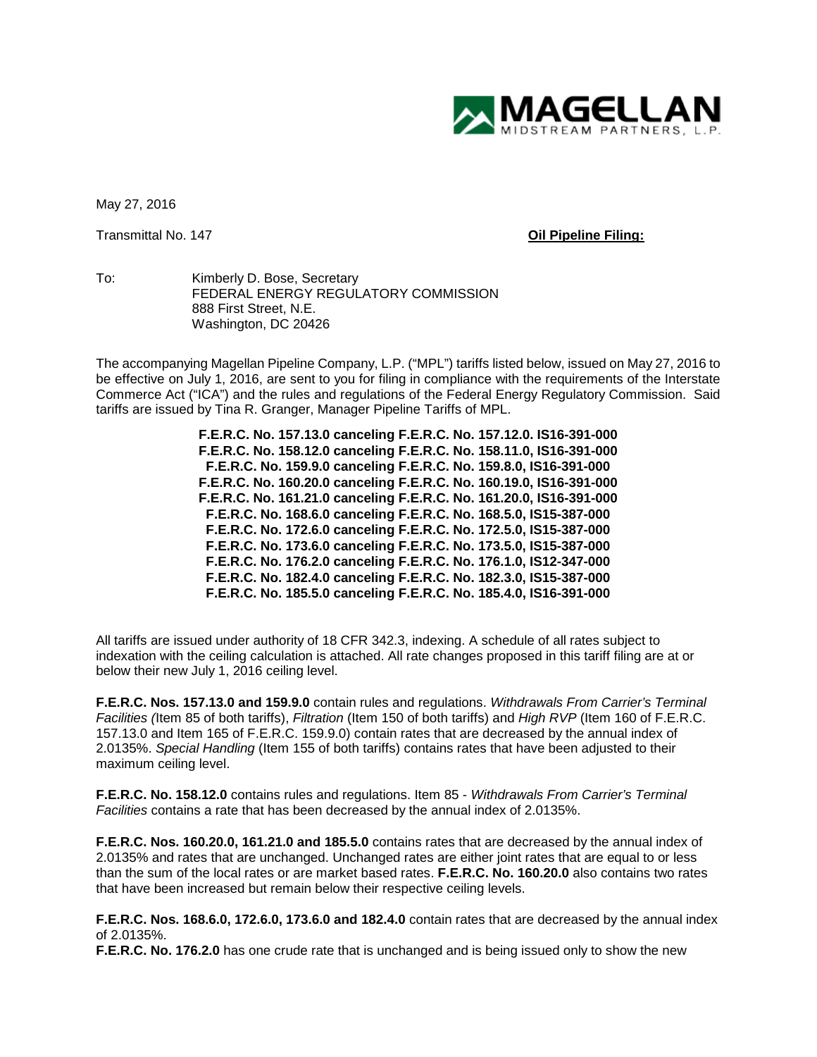May 27, 2016

Transmittal No. 147 **Oil Pipeline Filing:**

To: Kimberly D. Bose, Secretary
FEDERAL ENERGY REGULATORY COMMISSION
888 First Street, N.E.
Washington, DC 20426

The accompanying Magellan Pipeline Company, L.P. ("MPL") tariffs listed below, issued on May 27, 2016 to be effective on July 1, 2016, are sent to you for filing in compliance with the requirements of the Interstate Commerce Act ("ICA") and the rules and regulations of the Federal Energy Regulatory Commission. Said tariffs are issued by Tina R. Granger, Manager Pipeline Tariffs of MPL.

**F.E.R.C. No. 157.13.0 canceling F.E.R.C. No. 157.12.0. IS16-391-000**
**F.E.R.C. No. 158.12.0 canceling F.E.R.C. No. 158.11.0, IS16-391-000**
**F.E.R.C. No. 159.9.0 canceling F.E.R.C. No. 159.8.0, IS16-391-000**
**F.E.R.C. No. 160.20.0 canceling F.E.R.C. No. 160.19.0, IS16-391-000**
**F.E.R.C. No. 161.21.0 canceling F.E.R.C. No. 161.20.0, IS16-391-000**
**F.E.R.C. No. 168.6.0 canceling F.E.R.C. No. 168.5.0, IS15-387-000**
**F.E.R.C. No. 172.6.0 canceling F.E.R.C. No. 172.5.0, IS15-387-000**
**F.E.R.C. No. 173.6.0 canceling F.E.R.C. No. 173.5.0, IS15-387-000**
**F.E.R.C. No. 176.2.0 canceling F.E.R.C. No. 176.1.0, IS12-347-000**
**F.E.R.C. No. 182.4.0 canceling F.E.R.C. No. 182.3.0, IS15-387-000**
**F.E.R.C. No. 185.5.0 canceling F.E.R.C. No. 185.4.0, IS16-391-000**

All tariffs are issued under authority of 18 CFR 342.3, indexing. A schedule of all rates subject to indexation with the ceiling calculation is attached. All rate changes proposed in this tariff filing are at or below their new July 1, 2016 ceiling level.

**F.E.R.C. Nos. 157.13.0 and 159.9.0** contain rules and regulations. *Withdrawals From Carrier's Terminal Facilities (*Item 85 of both tariffs), *Filtration* (Item 150 of both tariffs) and *High RVP* (Item 160 of F.E.R.C. 157.13.0 and Item 165 of F.E.R.C. 159.9.0) contain rates that are decreased by the annual index of 2.0135%. *Special Handling* (Item 155 of both tariffs) contains rates that have been adjusted to their maximum ceiling level.

**F.E.R.C. No. 158.12.0** contains rules and regulations. Item 85 - *Withdrawals From Carrier's Terminal Facilities* contains a rate that has been decreased by the annual index of 2.0135%.

**F.E.R.C. Nos. 160.20.0, 161.21.0 and 185.5.0** contains rates that are decreased by the annual index of 2.0135% and rates that are unchanged. Unchanged rates are either joint rates that are equal to or less than the sum of the local rates or are market based rates. **F.E.R.C. No. 160.20.0** also contains two rates that have been increased but remain below their respective ceiling levels.

**F.E.R.C. Nos. 168.6.0, 172.6.0, 173.6.0 and 182.4.0** contain rates that are decreased by the annual index of 2.0135%.
**F.E.R.C. No. 176.2.0** has one crude rate that is unchanged and is being issued only to show the new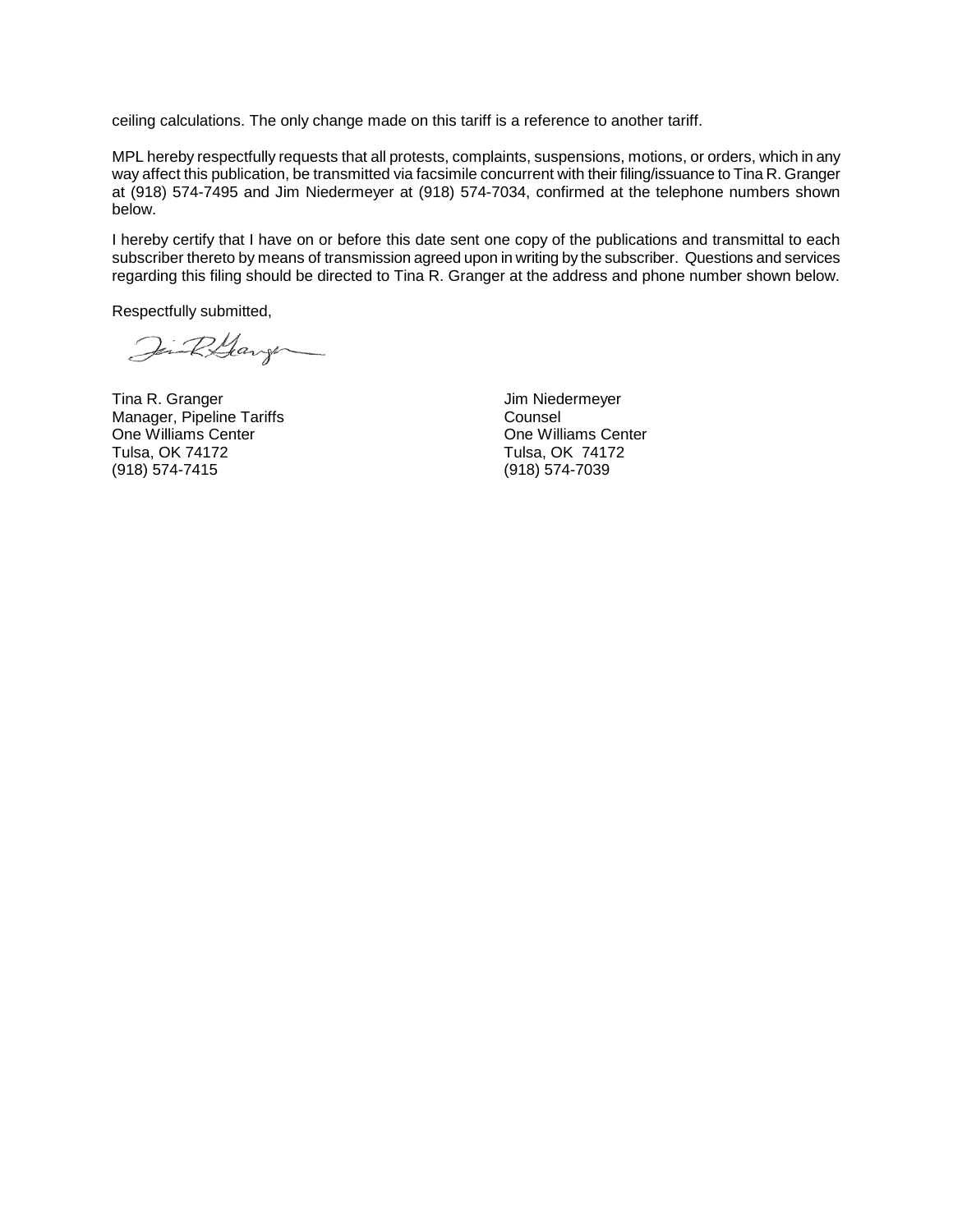ceiling calculations. The only change made on this tariff is a reference to another tariff.

MPL hereby respectfully requests that all protests, complaints, suspensions, motions, or orders, which in any way affect this publication, be transmitted via facsimile concurrent with their filing/issuance to Tina R. Granger at (918) 574-7495 and Jim Niedermeyer at (918) 574-7034, confirmed at the telephone numbers shown below.

I hereby certify that I have on or before this date sent one copy of the publications and transmittal to each subscriber thereto by means of transmission agreed upon in writing by the subscriber. Questions and services regarding this filing should be directed to Tina R. Granger at the address and phone number shown below.

Respectfully submitted,

Tina R. Granger
Manager, Pipeline Tariffs
One Williams Center
Tulsa, OK 74172
(918) 574-7415

Jim Niedermeyer
Counsel
One Williams Center
Tulsa, OK 74172
(918) 574-7039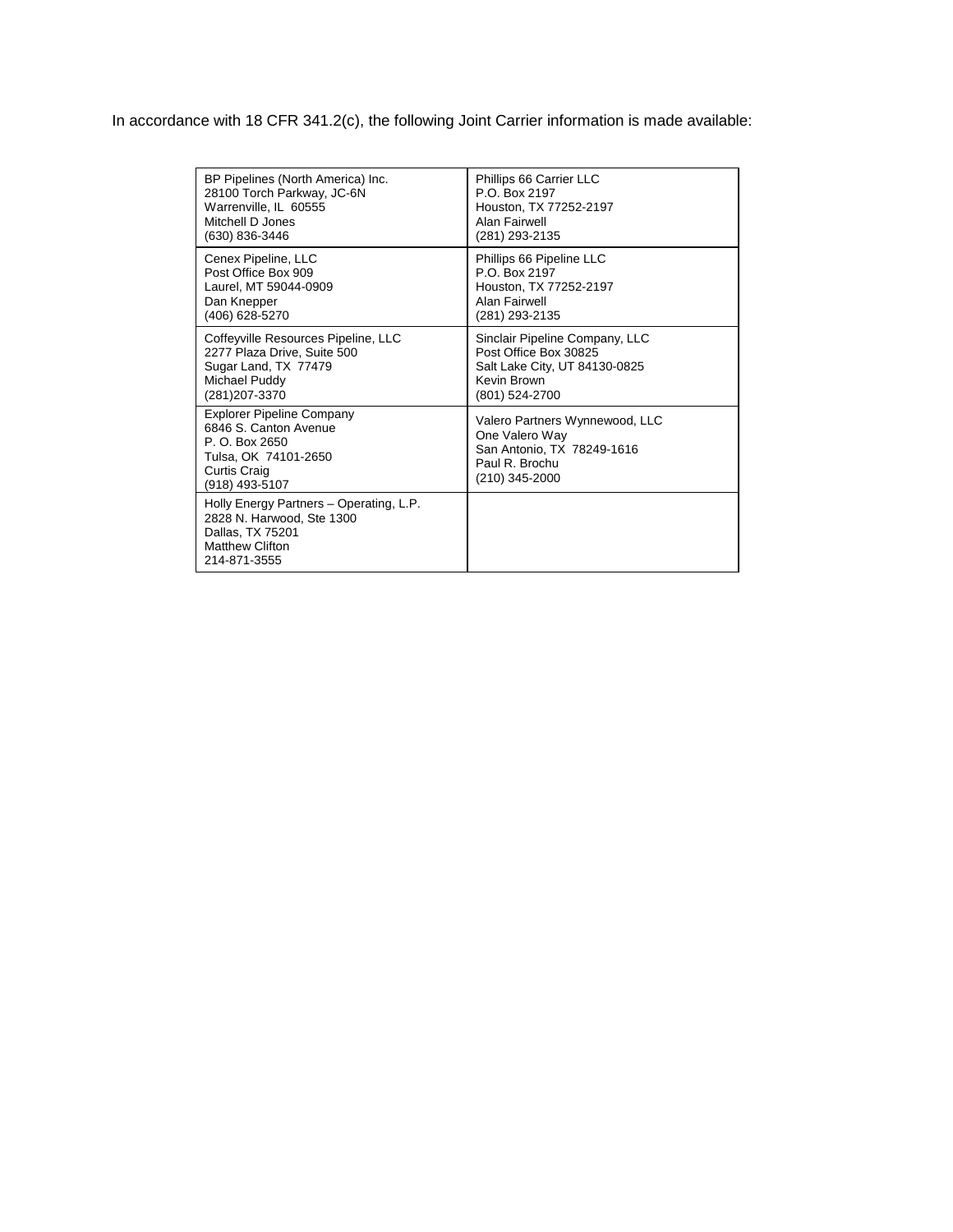In accordance with 18 CFR 341.2(c), the following Joint Carrier information is made available:

| | |
|---|---|
| BP Pipelines (North America) Inc.<br>28100 Torch Parkway, JC-6N<br>Warrenville, IL 60555<br>Mitchell D Jones<br>(630) 836-3446 | Phillips 66 Carrier LLC<br>P.O. Box 2197<br>Houston, TX 77252-2197<br>Alan Fairwell<br>(281) 293-2135 |
| Cenex Pipeline, LLC<br>Post Office Box 909<br>Laurel, MT 59044-0909<br>Dan Knepper<br>(406) 628-5270 | Phillips 66 Pipeline LLC<br>P.O. Box 2197<br>Houston, TX 77252-2197<br>Alan Fairwell<br>(281) 293-2135 |
| Coffeyville Resources Pipeline, LLC<br>2277 Plaza Drive, Suite 500<br>Sugar Land, TX 77479<br>Michael Puddy<br>(281)207-3370 | Sinclair Pipeline Company, LLC<br>Post Office Box 30825<br>Salt Lake City, UT 84130-0825<br>Kevin Brown<br>(801) 524-2700 |
| Explorer Pipeline Company<br>6846 S. Canton Avenue<br>P. O. Box 2650<br>Tulsa, OK 74101-2650<br>Curtis Craig<br>(918) 493-5107 | Valero Partners Wynnewood, LLC<br>One Valero Way<br>San Antonio, TX 78249-1616<br>Paul R. Brochu<br>(210) 345-2000 |
| Holly Energy Partners – Operating, L.P.<br>2828 N. Harwood, Ste 1300<br>Dallas, TX 75201<br>Matthew Clifton<br>214-871-3555 | |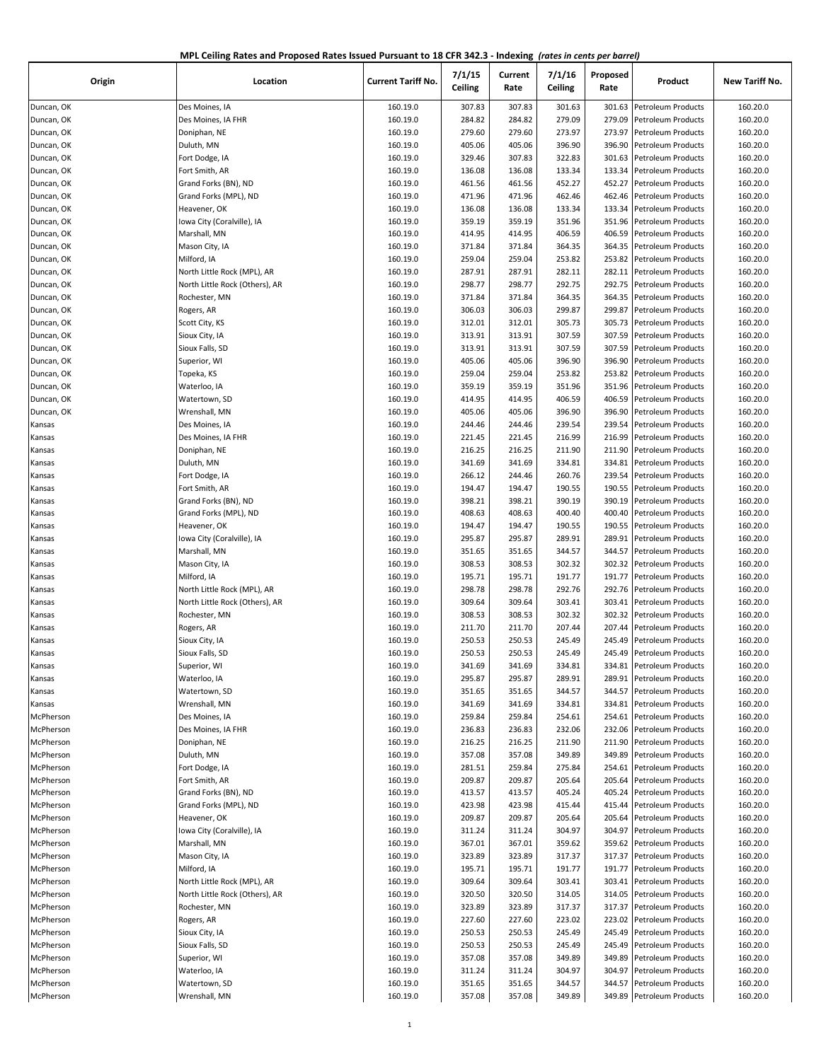**MPL Ceiling Rates and Proposed Rates Issued Pursuant to 18 CFR 342.3 - Indexing** *(rates in cents per barrel)*

| Origin | Location | Current Tariff No. | 7/1/15 Ceiling | Current Rate | 7/1/16 Ceiling | Proposed Rate | Product | New Tariff No. |
|---|---|---|---|---|---|---|---|---|
| Duncan, OK | Des Moines, IA | 160.19.0 | 307.83 | 307.83 | 301.63 | 301.63 | Petroleum Products | 160.20.0 |
| Duncan, OK | Des Moines, IA FHR | 160.19.0 | 284.82 | 284.82 | 279.09 | 279.09 | Petroleum Products | 160.20.0 |
| Duncan, OK | Doniphan, NE | 160.19.0 | 279.60 | 279.60 | 273.97 | 273.97 | Petroleum Products | 160.20.0 |
| Duncan, OK | Duluth, MN | 160.19.0 | 405.06 | 405.06 | 396.90 | 396.90 | Petroleum Products | 160.20.0 |
| Duncan, OK | Fort Dodge, IA | 160.19.0 | 329.46 | 307.83 | 322.83 | 301.63 | Petroleum Products | 160.20.0 |
| Duncan, OK | Fort Smith, AR | 160.19.0 | 136.08 | 136.08 | 133.34 | 133.34 | Petroleum Products | 160.20.0 |
| Duncan, OK | Grand Forks (BN), ND | 160.19.0 | 461.56 | 461.56 | 452.27 | 452.27 | Petroleum Products | 160.20.0 |
| Duncan, OK | Grand Forks (MPL), ND | 160.19.0 | 471.96 | 471.96 | 462.46 | 462.46 | Petroleum Products | 160.20.0 |
| Duncan, OK | Heavener, OK | 160.19.0 | 136.08 | 136.08 | 133.34 | 133.34 | Petroleum Products | 160.20.0 |
| Duncan, OK | Iowa City (Coralville), IA | 160.19.0 | 359.19 | 359.19 | 351.96 | 351.96 | Petroleum Products | 160.20.0 |
| Duncan, OK | Marshall, MN | 160.19.0 | 414.95 | 414.95 | 406.59 | 406.59 | Petroleum Products | 160.20.0 |
| Duncan, OK | Mason City, IA | 160.19.0 | 371.84 | 371.84 | 364.35 | 364.35 | Petroleum Products | 160.20.0 |
| Duncan, OK | Milford, IA | 160.19.0 | 259.04 | 259.04 | 253.82 | 253.82 | Petroleum Products | 160.20.0 |
| Duncan, OK | North Little Rock (MPL), AR | 160.19.0 | 287.91 | 287.91 | 282.11 | 282.11 | Petroleum Products | 160.20.0 |
| Duncan, OK | North Little Rock (Others), AR | 160.19.0 | 298.77 | 298.77 | 292.75 | 292.75 | Petroleum Products | 160.20.0 |
| Duncan, OK | Rochester, MN | 160.19.0 | 371.84 | 371.84 | 364.35 | 364.35 | Petroleum Products | 160.20.0 |
| Duncan, OK | Rogers, AR | 160.19.0 | 306.03 | 306.03 | 299.87 | 299.87 | Petroleum Products | 160.20.0 |
| Duncan, OK | Scott City, KS | 160.19.0 | 312.01 | 312.01 | 305.73 | 305.73 | Petroleum Products | 160.20.0 |
| Duncan, OK | Sioux City, IA | 160.19.0 | 313.91 | 313.91 | 307.59 | 307.59 | Petroleum Products | 160.20.0 |
| Duncan, OK | Sioux Falls, SD | 160.19.0 | 313.91 | 313.91 | 307.59 | 307.59 | Petroleum Products | 160.20.0 |
| Duncan, OK | Superior, WI | 160.19.0 | 405.06 | 405.06 | 396.90 | 396.90 | Petroleum Products | 160.20.0 |
| Duncan, OK | Topeka, KS | 160.19.0 | 259.04 | 259.04 | 253.82 | 253.82 | Petroleum Products | 160.20.0 |
| Duncan, OK | Waterloo, IA | 160.19.0 | 359.19 | 359.19 | 351.96 | 351.96 | Petroleum Products | 160.20.0 |
| Duncan, OK | Watertown, SD | 160.19.0 | 414.95 | 414.95 | 406.59 | 406.59 | Petroleum Products | 160.20.0 |
| Duncan, OK | Wrenshall, MN | 160.19.0 | 405.06 | 405.06 | 396.90 | 396.90 | Petroleum Products | 160.20.0 |
| Kansas | Des Moines, IA | 160.19.0 | 244.46 | 244.46 | 239.54 | 239.54 | Petroleum Products | 160.20.0 |
| Kansas | Des Moines, IA FHR | 160.19.0 | 221.45 | 221.45 | 216.99 | 216.99 | Petroleum Products | 160.20.0 |
| Kansas | Doniphan, NE | 160.19.0 | 216.25 | 216.25 | 211.90 | 211.90 | Petroleum Products | 160.20.0 |
| Kansas | Duluth, MN | 160.19.0 | 341.69 | 341.69 | 334.81 | 334.81 | Petroleum Products | 160.20.0 |
| Kansas | Fort Dodge, IA | 160.19.0 | 266.12 | 244.46 | 260.76 | 239.54 | Petroleum Products | 160.20.0 |
| Kansas | Fort Smith, AR | 160.19.0 | 194.47 | 194.47 | 190.55 | 190.55 | Petroleum Products | 160.20.0 |
| Kansas | Grand Forks (BN), ND | 160.19.0 | 398.21 | 398.21 | 390.19 | 390.19 | Petroleum Products | 160.20.0 |
| Kansas | Grand Forks (MPL), ND | 160.19.0 | 408.63 | 408.63 | 400.40 | 400.40 | Petroleum Products | 160.20.0 |
| Kansas | Heavener, OK | 160.19.0 | 194.47 | 194.47 | 190.55 | 190.55 | Petroleum Products | 160.20.0 |
| Kansas | Iowa City (Coralville), IA | 160.19.0 | 295.87 | 295.87 | 289.91 | 289.91 | Petroleum Products | 160.20.0 |
| Kansas | Marshall, MN | 160.19.0 | 351.65 | 351.65 | 344.57 | 344.57 | Petroleum Products | 160.20.0 |
| Kansas | Mason City, IA | 160.19.0 | 308.53 | 308.53 | 302.32 | 302.32 | Petroleum Products | 160.20.0 |
| Kansas | Milford, IA | 160.19.0 | 195.71 | 195.71 | 191.77 | 191.77 | Petroleum Products | 160.20.0 |
| Kansas | North Little Rock (MPL), AR | 160.19.0 | 298.78 | 298.78 | 292.76 | 292.76 | Petroleum Products | 160.20.0 |
| Kansas | North Little Rock (Others), AR | 160.19.0 | 309.64 | 309.64 | 303.41 | 303.41 | Petroleum Products | 160.20.0 |
| Kansas | Rochester, MN | 160.19.0 | 308.53 | 308.53 | 302.32 | 302.32 | Petroleum Products | 160.20.0 |
| Kansas | Rogers, AR | 160.19.0 | 211.70 | 211.70 | 207.44 | 207.44 | Petroleum Products | 160.20.0 |
| Kansas | Sioux City, IA | 160.19.0 | 250.53 | 250.53 | 245.49 | 245.49 | Petroleum Products | 160.20.0 |
| Kansas | Sioux Falls, SD | 160.19.0 | 250.53 | 250.53 | 245.49 | 245.49 | Petroleum Products | 160.20.0 |
| Kansas | Superior, WI | 160.19.0 | 341.69 | 341.69 | 334.81 | 334.81 | Petroleum Products | 160.20.0 |
| Kansas | Waterloo, IA | 160.19.0 | 295.87 | 295.87 | 289.91 | 289.91 | Petroleum Products | 160.20.0 |
| Kansas | Watertown, SD | 160.19.0 | 351.65 | 351.65 | 344.57 | 344.57 | Petroleum Products | 160.20.0 |
| Kansas | Wrenshall, MN | 160.19.0 | 341.69 | 341.69 | 334.81 | 334.81 | Petroleum Products | 160.20.0 |
| McPherson | Des Moines, IA | 160.19.0 | 259.84 | 259.84 | 254.61 | 254.61 | Petroleum Products | 160.20.0 |
| McPherson | Des Moines, IA FHR | 160.19.0 | 236.83 | 236.83 | 232.06 | 232.06 | Petroleum Products | 160.20.0 |
| McPherson | Doniphan, NE | 160.19.0 | 216.25 | 216.25 | 211.90 | 211.90 | Petroleum Products | 160.20.0 |
| McPherson | Duluth, MN | 160.19.0 | 357.08 | 357.08 | 349.89 | 349.89 | Petroleum Products | 160.20.0 |
| McPherson | Fort Dodge, IA | 160.19.0 | 281.51 | 259.84 | 275.84 | 254.61 | Petroleum Products | 160.20.0 |
| McPherson | Fort Smith, AR | 160.19.0 | 209.87 | 209.87 | 205.64 | 205.64 | Petroleum Products | 160.20.0 |
| McPherson | Grand Forks (BN), ND | 160.19.0 | 413.57 | 413.57 | 405.24 | 405.24 | Petroleum Products | 160.20.0 |
| McPherson | Grand Forks (MPL), ND | 160.19.0 | 423.98 | 423.98 | 415.44 | 415.44 | Petroleum Products | 160.20.0 |
| McPherson | Heavener, OK | 160.19.0 | 209.87 | 209.87 | 205.64 | 205.64 | Petroleum Products | 160.20.0 |
| McPherson | Iowa City (Coralville), IA | 160.19.0 | 311.24 | 311.24 | 304.97 | 304.97 | Petroleum Products | 160.20.0 |
| McPherson | Marshall, MN | 160.19.0 | 367.01 | 367.01 | 359.62 | 359.62 | Petroleum Products | 160.20.0 |
| McPherson | Mason City, IA | 160.19.0 | 323.89 | 323.89 | 317.37 | 317.37 | Petroleum Products | 160.20.0 |
| McPherson | Milford, IA | 160.19.0 | 195.71 | 195.71 | 191.77 | 191.77 | Petroleum Products | 160.20.0 |
| McPherson | North Little Rock (MPL), AR | 160.19.0 | 309.64 | 309.64 | 303.41 | 303.41 | Petroleum Products | 160.20.0 |
| McPherson | North Little Rock (Others), AR | 160.19.0 | 320.50 | 320.50 | 314.05 | 314.05 | Petroleum Products | 160.20.0 |
| McPherson | Rochester, MN | 160.19.0 | 323.89 | 323.89 | 317.37 | 317.37 | Petroleum Products | 160.20.0 |
| McPherson | Rogers, AR | 160.19.0 | 227.60 | 227.60 | 223.02 | 223.02 | Petroleum Products | 160.20.0 |
| McPherson | Sioux City, IA | 160.19.0 | 250.53 | 250.53 | 245.49 | 245.49 | Petroleum Products | 160.20.0 |
| McPherson | Sioux Falls, SD | 160.19.0 | 250.53 | 250.53 | 245.49 | 245.49 | Petroleum Products | 160.20.0 |
| McPherson | Superior, WI | 160.19.0 | 357.08 | 357.08 | 349.89 | 349.89 | Petroleum Products | 160.20.0 |
| McPherson | Waterloo, IA | 160.19.0 | 311.24 | 311.24 | 304.97 | 304.97 | Petroleum Products | 160.20.0 |
| McPherson | Watertown, SD | 160.19.0 | 351.65 | 351.65 | 344.57 | 344.57 | Petroleum Products | 160.20.0 |
| McPherson | Wrenshall, MN | 160.19.0 | 357.08 | 357.08 | 349.89 | 349.89 | Petroleum Products | 160.20.0 |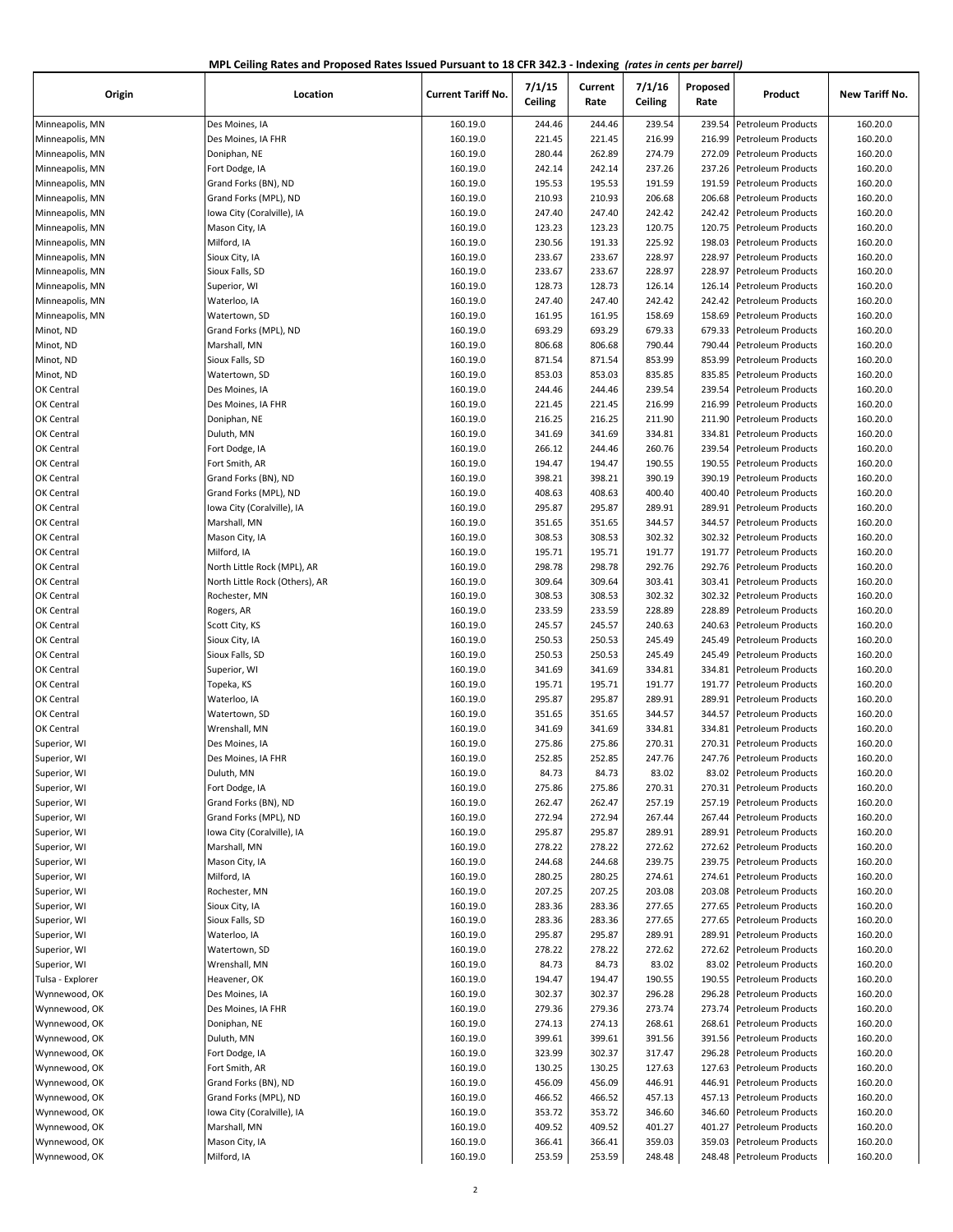**MPL Ceiling Rates and Proposed Rates Issued Pursuant to 18 CFR 342.3 - Indexing** *(rates in cents per barrel)*

| Origin | Location | Current Tariff No. | 7/1/15 Ceiling | Current Rate | 7/1/16 Ceiling | Proposed Rate | Product | New Tariff No. |
|---|---|---|---|---|---|---|---|---|
| Minneapolis, MN | Des Moines, IA | 160.19.0 | 244.46 | 244.46 | 239.54 | 239.54 | Petroleum Products | 160.20.0 |
| Minneapolis, MN | Des Moines, IA FHR | 160.19.0 | 221.45 | 221.45 | 216.99 | 216.99 | Petroleum Products | 160.20.0 |
| Minneapolis, MN | Doniphan, NE | 160.19.0 | 280.44 | 262.89 | 274.79 | 272.09 | Petroleum Products | 160.20.0 |
| Minneapolis, MN | Fort Dodge, IA | 160.19.0 | 242.14 | 242.14 | 237.26 | 237.26 | Petroleum Products | 160.20.0 |
| Minneapolis, MN | Grand Forks (BN), ND | 160.19.0 | 195.53 | 195.53 | 191.59 | 191.59 | Petroleum Products | 160.20.0 |
| Minneapolis, MN | Grand Forks (MPL), ND | 160.19.0 | 210.93 | 210.93 | 206.68 | 206.68 | Petroleum Products | 160.20.0 |
| Minneapolis, MN | Iowa City (Coralville), IA | 160.19.0 | 247.40 | 247.40 | 242.42 | 242.42 | Petroleum Products | 160.20.0 |
| Minneapolis, MN | Mason City, IA | 160.19.0 | 123.23 | 123.23 | 120.75 | 120.75 | Petroleum Products | 160.20.0 |
| Minneapolis, MN | Milford, IA | 160.19.0 | 230.56 | 191.33 | 225.92 | 198.03 | Petroleum Products | 160.20.0 |
| Minneapolis, MN | Sioux City, IA | 160.19.0 | 233.67 | 233.67 | 228.97 | 228.97 | Petroleum Products | 160.20.0 |
| Minneapolis, MN | Sioux Falls, SD | 160.19.0 | 233.67 | 233.67 | 228.97 | 228.97 | Petroleum Products | 160.20.0 |
| Minneapolis, MN | Superior, WI | 160.19.0 | 128.73 | 128.73 | 126.14 | 126.14 | Petroleum Products | 160.20.0 |
| Minneapolis, MN | Waterloo, IA | 160.19.0 | 247.40 | 247.40 | 242.42 | 242.42 | Petroleum Products | 160.20.0 |
| Minneapolis, MN | Watertown, SD | 160.19.0 | 161.95 | 161.95 | 158.69 | 158.69 | Petroleum Products | 160.20.0 |
| Minot, ND | Grand Forks (MPL), ND | 160.19.0 | 693.29 | 693.29 | 679.33 | 679.33 | Petroleum Products | 160.20.0 |
| Minot, ND | Marshall, MN | 160.19.0 | 806.68 | 806.68 | 790.44 | 790.44 | Petroleum Products | 160.20.0 |
| Minot, ND | Sioux Falls, SD | 160.19.0 | 871.54 | 871.54 | 853.99 | 853.99 | Petroleum Products | 160.20.0 |
| Minot, ND | Watertown, SD | 160.19.0 | 853.03 | 853.03 | 835.85 | 835.85 | Petroleum Products | 160.20.0 |
| OK Central | Des Moines, IA | 160.19.0 | 244.46 | 244.46 | 239.54 | 239.54 | Petroleum Products | 160.20.0 |
| OK Central | Des Moines, IA FHR | 160.19.0 | 221.45 | 221.45 | 216.99 | 216.99 | Petroleum Products | 160.20.0 |
| OK Central | Doniphan, NE | 160.19.0 | 216.25 | 216.25 | 211.90 | 211.90 | Petroleum Products | 160.20.0 |
| OK Central | Duluth, MN | 160.19.0 | 341.69 | 341.69 | 334.81 | 334.81 | Petroleum Products | 160.20.0 |
| OK Central | Fort Dodge, IA | 160.19.0 | 266.12 | 244.46 | 260.76 | 239.54 | Petroleum Products | 160.20.0 |
| OK Central | Fort Smith, AR | 160.19.0 | 194.47 | 194.47 | 190.55 | 190.55 | Petroleum Products | 160.20.0 |
| OK Central | Grand Forks (BN), ND | 160.19.0 | 398.21 | 398.21 | 390.19 | 390.19 | Petroleum Products | 160.20.0 |
| OK Central | Grand Forks (MPL), ND | 160.19.0 | 408.63 | 408.63 | 400.40 | 400.40 | Petroleum Products | 160.20.0 |
| OK Central | Iowa City (Coralville), IA | 160.19.0 | 295.87 | 295.87 | 289.91 | 289.91 | Petroleum Products | 160.20.0 |
| OK Central | Marshall, MN | 160.19.0 | 351.65 | 351.65 | 344.57 | 344.57 | Petroleum Products | 160.20.0 |
| OK Central | Mason City, IA | 160.19.0 | 308.53 | 308.53 | 302.32 | 302.32 | Petroleum Products | 160.20.0 |
| OK Central | Milford, IA | 160.19.0 | 195.71 | 195.71 | 191.77 | 191.77 | Petroleum Products | 160.20.0 |
| OK Central | North Little Rock (MPL), AR | 160.19.0 | 298.78 | 298.78 | 292.76 | 292.76 | Petroleum Products | 160.20.0 |
| OK Central | North Little Rock (Others), AR | 160.19.0 | 309.64 | 309.64 | 303.41 | 303.41 | Petroleum Products | 160.20.0 |
| OK Central | Rochester, MN | 160.19.0 | 308.53 | 308.53 | 302.32 | 302.32 | Petroleum Products | 160.20.0 |
| OK Central | Rogers, AR | 160.19.0 | 233.59 | 233.59 | 228.89 | 228.89 | Petroleum Products | 160.20.0 |
| OK Central | Scott City, KS | 160.19.0 | 245.57 | 245.57 | 240.63 | 240.63 | Petroleum Products | 160.20.0 |
| OK Central | Sioux City, IA | 160.19.0 | 250.53 | 250.53 | 245.49 | 245.49 | Petroleum Products | 160.20.0 |
| OK Central | Sioux Falls, SD | 160.19.0 | 250.53 | 250.53 | 245.49 | 245.49 | Petroleum Products | 160.20.0 |
| OK Central | Superior, WI | 160.19.0 | 341.69 | 341.69 | 334.81 | 334.81 | Petroleum Products | 160.20.0 |
| OK Central | Topeka, KS | 160.19.0 | 195.71 | 195.71 | 191.77 | 191.77 | Petroleum Products | 160.20.0 |
| OK Central | Waterloo, IA | 160.19.0 | 295.87 | 295.87 | 289.91 | 289.91 | Petroleum Products | 160.20.0 |
| OK Central | Watertown, SD | 160.19.0 | 351.65 | 351.65 | 344.57 | 344.57 | Petroleum Products | 160.20.0 |
| OK Central | Wrenshall, MN | 160.19.0 | 341.69 | 341.69 | 334.81 | 334.81 | Petroleum Products | 160.20.0 |
| Superior, WI | Des Moines, IA | 160.19.0 | 275.86 | 275.86 | 270.31 | 270.31 | Petroleum Products | 160.20.0 |
| Superior, WI | Des Moines, IA FHR | 160.19.0 | 252.85 | 252.85 | 247.76 | 247.76 | Petroleum Products | 160.20.0 |
| Superior, WI | Duluth, MN | 160.19.0 | 84.73 | 84.73 | 83.02 | 83.02 | Petroleum Products | 160.20.0 |
| Superior, WI | Fort Dodge, IA | 160.19.0 | 275.86 | 275.86 | 270.31 | 270.31 | Petroleum Products | 160.20.0 |
| Superior, WI | Grand Forks (BN), ND | 160.19.0 | 262.47 | 262.47 | 257.19 | 257.19 | Petroleum Products | 160.20.0 |
| Superior, WI | Grand Forks (MPL), ND | 160.19.0 | 272.94 | 272.94 | 267.44 | 267.44 | Petroleum Products | 160.20.0 |
| Superior, WI | Iowa City (Coralville), IA | 160.19.0 | 295.87 | 295.87 | 289.91 | 289.91 | Petroleum Products | 160.20.0 |
| Superior, WI | Marshall, MN | 160.19.0 | 278.22 | 278.22 | 272.62 | 272.62 | Petroleum Products | 160.20.0 |
| Superior, WI | Mason City, IA | 160.19.0 | 244.68 | 244.68 | 239.75 | 239.75 | Petroleum Products | 160.20.0 |
| Superior, WI | Milford, IA | 160.19.0 | 280.25 | 280.25 | 274.61 | 274.61 | Petroleum Products | 160.20.0 |
| Superior, WI | Rochester, MN | 160.19.0 | 207.25 | 207.25 | 203.08 | 203.08 | Petroleum Products | 160.20.0 |
| Superior, WI | Sioux City, IA | 160.19.0 | 283.36 | 283.36 | 277.65 | 277.65 | Petroleum Products | 160.20.0 |
| Superior, WI | Sioux Falls, SD | 160.19.0 | 283.36 | 283.36 | 277.65 | 277.65 | Petroleum Products | 160.20.0 |
| Superior, WI | Waterloo, IA | 160.19.0 | 295.87 | 295.87 | 289.91 | 289.91 | Petroleum Products | 160.20.0 |
| Superior, WI | Watertown, SD | 160.19.0 | 278.22 | 278.22 | 272.62 | 272.62 | Petroleum Products | 160.20.0 |
| Superior, WI | Wrenshall, MN | 160.19.0 | 84.73 | 84.73 | 83.02 | 83.02 | Petroleum Products | 160.20.0 |
| Tulsa - Explorer | Heavener, OK | 160.19.0 | 194.47 | 194.47 | 190.55 | 190.55 | Petroleum Products | 160.20.0 |
| Wynnewood, OK | Des Moines, IA | 160.19.0 | 302.37 | 302.37 | 296.28 | 296.28 | Petroleum Products | 160.20.0 |
| Wynnewood, OK | Des Moines, IA FHR | 160.19.0 | 279.36 | 279.36 | 273.74 | 273.74 | Petroleum Products | 160.20.0 |
| Wynnewood, OK | Doniphan, NE | 160.19.0 | 274.13 | 274.13 | 268.61 | 268.61 | Petroleum Products | 160.20.0 |
| Wynnewood, OK | Duluth, MN | 160.19.0 | 399.61 | 399.61 | 391.56 | 391.56 | Petroleum Products | 160.20.0 |
| Wynnewood, OK | Fort Dodge, IA | 160.19.0 | 323.99 | 302.37 | 317.47 | 296.28 | Petroleum Products | 160.20.0 |
| Wynnewood, OK | Fort Smith, AR | 160.19.0 | 130.25 | 130.25 | 127.63 | 127.63 | Petroleum Products | 160.20.0 |
| Wynnewood, OK | Grand Forks (BN), ND | 160.19.0 | 456.09 | 456.09 | 446.91 | 446.91 | Petroleum Products | 160.20.0 |
| Wynnewood, OK | Grand Forks (MPL), ND | 160.19.0 | 466.52 | 466.52 | 457.13 | 457.13 | Petroleum Products | 160.20.0 |
| Wynnewood, OK | Iowa City (Coralville), IA | 160.19.0 | 353.72 | 353.72 | 346.60 | 346.60 | Petroleum Products | 160.20.0 |
| Wynnewood, OK | Marshall, MN | 160.19.0 | 409.52 | 409.52 | 401.27 | 401.27 | Petroleum Products | 160.20.0 |
| Wynnewood, OK | Mason City, IA | 160.19.0 | 366.41 | 366.41 | 359.03 | 359.03 | Petroleum Products | 160.20.0 |
| Wynnewood, OK | Milford, IA | 160.19.0 | 253.59 | 253.59 | 248.48 | 248.48 | Petroleum Products | 160.20.0 |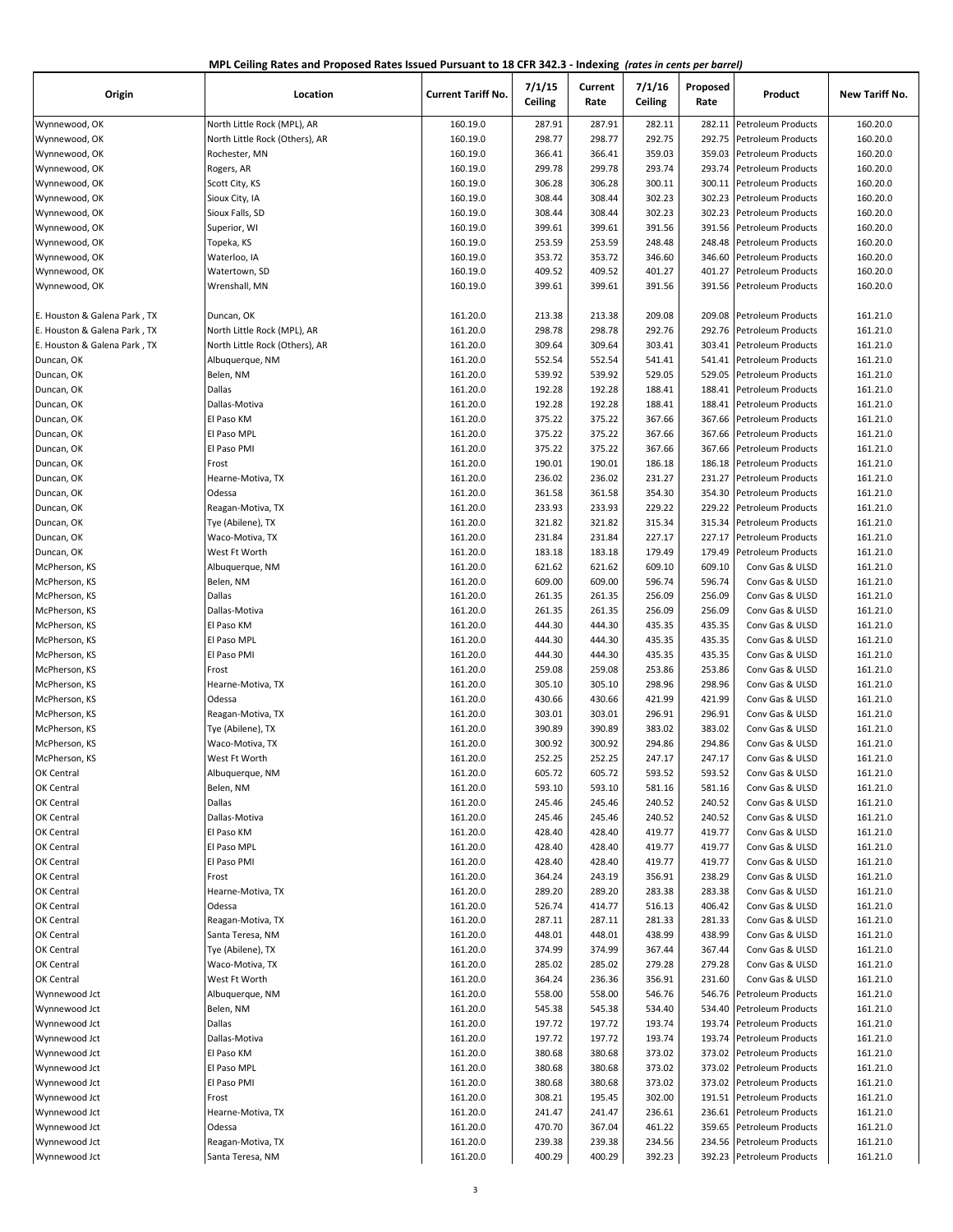**MPL Ceiling Rates and Proposed Rates Issued Pursuant to 18 CFR 342.3 - Indexing** *(rates in cents per barrel)*

| Origin | Location | Current Tariff No. | 7/1/15 Ceiling | Current Rate | 7/1/16 Ceiling | Proposed Rate | Product | New Tariff No. |
|---|---|---|---|---|---|---|---|---|
| Wynnewood, OK | North Little Rock (MPL), AR | 160.19.0 | 287.91 | 287.91 | 282.11 | 282.11 | Petroleum Products | 160.20.0 |
| Wynnewood, OK | North Little Rock (Others), AR | 160.19.0 | 298.77 | 298.77 | 292.75 | 292.75 | Petroleum Products | 160.20.0 |
| Wynnewood, OK | Rochester, MN | 160.19.0 | 366.41 | 366.41 | 359.03 | 359.03 | Petroleum Products | 160.20.0 |
| Wynnewood, OK | Rogers, AR | 160.19.0 | 299.78 | 299.78 | 293.74 | 293.74 | Petroleum Products | 160.20.0 |
| Wynnewood, OK | Scott City, KS | 160.19.0 | 306.28 | 306.28 | 300.11 | 300.11 | Petroleum Products | 160.20.0 |
| Wynnewood, OK | Sioux City, IA | 160.19.0 | 308.44 | 308.44 | 302.23 | 302.23 | Petroleum Products | 160.20.0 |
| Wynnewood, OK | Sioux Falls, SD | 160.19.0 | 308.44 | 308.44 | 302.23 | 302.23 | Petroleum Products | 160.20.0 |
| Wynnewood, OK | Superior, WI | 160.19.0 | 399.61 | 399.61 | 391.56 | 391.56 | Petroleum Products | 160.20.0 |
| Wynnewood, OK | Topeka, KS | 160.19.0 | 253.59 | 253.59 | 248.48 | 248.48 | Petroleum Products | 160.20.0 |
| Wynnewood, OK | Waterloo, IA | 160.19.0 | 353.72 | 353.72 | 346.60 | 346.60 | Petroleum Products | 160.20.0 |
| Wynnewood, OK | Watertown, SD | 160.19.0 | 409.52 | 409.52 | 401.27 | 401.27 | Petroleum Products | 160.20.0 |
| Wynnewood, OK | Wrenshall, MN | 160.19.0 | 399.61 | 399.61 | 391.56 | 391.56 | Petroleum Products | 160.20.0 |
| | | | | | | | | |
| E. Houston & Galena Park , TX | Duncan, OK | 161.20.0 | 213.38 | 213.38 | 209.08 | 209.08 | Petroleum Products | 161.21.0 |
| E. Houston & Galena Park , TX | North Little Rock (MPL), AR | 161.20.0 | 298.78 | 298.78 | 292.76 | 292.76 | Petroleum Products | 161.21.0 |
| E. Houston & Galena Park , TX | North Little Rock (Others), AR | 161.20.0 | 309.64 | 309.64 | 303.41 | 303.41 | Petroleum Products | 161.21.0 |
| Duncan, OK | Albuquerque, NM | 161.20.0 | 552.54 | 552.54 | 541.41 | 541.41 | Petroleum Products | 161.21.0 |
| Duncan, OK | Belen, NM | 161.20.0 | 539.92 | 539.92 | 529.05 | 529.05 | Petroleum Products | 161.21.0 |
| Duncan, OK | Dallas | 161.20.0 | 192.28 | 192.28 | 188.41 | 188.41 | Petroleum Products | 161.21.0 |
| Duncan, OK | Dallas-Motiva | 161.20.0 | 192.28 | 192.28 | 188.41 | 188.41 | Petroleum Products | 161.21.0 |
| Duncan, OK | El Paso KM | 161.20.0 | 375.22 | 375.22 | 367.66 | 367.66 | Petroleum Products | 161.21.0 |
| Duncan, OK | El Paso MPL | 161.20.0 | 375.22 | 375.22 | 367.66 | 367.66 | Petroleum Products | 161.21.0 |
| Duncan, OK | El Paso PMI | 161.20.0 | 375.22 | 375.22 | 367.66 | 367.66 | Petroleum Products | 161.21.0 |
| Duncan, OK | Frost | 161.20.0 | 190.01 | 190.01 | 186.18 | 186.18 | Petroleum Products | 161.21.0 |
| Duncan, OK | Hearne-Motiva, TX | 161.20.0 | 236.02 | 236.02 | 231.27 | 231.27 | Petroleum Products | 161.21.0 |
| Duncan, OK | Odessa | 161.20.0 | 361.58 | 361.58 | 354.30 | 354.30 | Petroleum Products | 161.21.0 |
| Duncan, OK | Reagan-Motiva, TX | 161.20.0 | 233.93 | 233.93 | 229.22 | 229.22 | Petroleum Products | 161.21.0 |
| Duncan, OK | Tye (Abilene), TX | 161.20.0 | 321.82 | 321.82 | 315.34 | 315.34 | Petroleum Products | 161.21.0 |
| Duncan, OK | Waco-Motiva, TX | 161.20.0 | 231.84 | 231.84 | 227.17 | 227.17 | Petroleum Products | 161.21.0 |
| Duncan, OK | West Ft Worth | 161.20.0 | 183.18 | 183.18 | 179.49 | 179.49 | Petroleum Products | 161.21.0 |
| McPherson, KS | Albuquerque, NM | 161.20.0 | 621.62 | 621.62 | 609.10 | 609.10 | Conv Gas & ULSD | 161.21.0 |
| McPherson, KS | Belen, NM | 161.20.0 | 609.00 | 609.00 | 596.74 | 596.74 | Conv Gas & ULSD | 161.21.0 |
| McPherson, KS | Dallas | 161.20.0 | 261.35 | 261.35 | 256.09 | 256.09 | Conv Gas & ULSD | 161.21.0 |
| McPherson, KS | Dallas-Motiva | 161.20.0 | 261.35 | 261.35 | 256.09 | 256.09 | Conv Gas & ULSD | 161.21.0 |
| McPherson, KS | El Paso KM | 161.20.0 | 444.30 | 444.30 | 435.35 | 435.35 | Conv Gas & ULSD | 161.21.0 |
| McPherson, KS | El Paso MPL | 161.20.0 | 444.30 | 444.30 | 435.35 | 435.35 | Conv Gas & ULSD | 161.21.0 |
| McPherson, KS | El Paso PMI | 161.20.0 | 444.30 | 444.30 | 435.35 | 435.35 | Conv Gas & ULSD | 161.21.0 |
| McPherson, KS | Frost | 161.20.0 | 259.08 | 259.08 | 253.86 | 253.86 | Conv Gas & ULSD | 161.21.0 |
| McPherson, KS | Hearne-Motiva, TX | 161.20.0 | 305.10 | 305.10 | 298.96 | 298.96 | Conv Gas & ULSD | 161.21.0 |
| McPherson, KS | Odessa | 161.20.0 | 430.66 | 430.66 | 421.99 | 421.99 | Conv Gas & ULSD | 161.21.0 |
| McPherson, KS | Reagan-Motiva, TX | 161.20.0 | 303.01 | 303.01 | 296.91 | 296.91 | Conv Gas & ULSD | 161.21.0 |
| McPherson, KS | Tye (Abilene), TX | 161.20.0 | 390.89 | 390.89 | 383.02 | 383.02 | Conv Gas & ULSD | 161.21.0 |
| McPherson, KS | Waco-Motiva, TX | 161.20.0 | 300.92 | 300.92 | 294.86 | 294.86 | Conv Gas & ULSD | 161.21.0 |
| McPherson, KS | West Ft Worth | 161.20.0 | 252.25 | 252.25 | 247.17 | 247.17 | Conv Gas & ULSD | 161.21.0 |
| OK Central | Albuquerque, NM | 161.20.0 | 605.72 | 605.72 | 593.52 | 593.52 | Conv Gas & ULSD | 161.21.0 |
| OK Central | Belen, NM | 161.20.0 | 593.10 | 593.10 | 581.16 | 581.16 | Conv Gas & ULSD | 161.21.0 |
| OK Central | Dallas | 161.20.0 | 245.46 | 245.46 | 240.52 | 240.52 | Conv Gas & ULSD | 161.21.0 |
| OK Central | Dallas-Motiva | 161.20.0 | 245.46 | 245.46 | 240.52 | 240.52 | Conv Gas & ULSD | 161.21.0 |
| OK Central | El Paso KM | 161.20.0 | 428.40 | 428.40 | 419.77 | 419.77 | Conv Gas & ULSD | 161.21.0 |
| OK Central | El Paso MPL | 161.20.0 | 428.40 | 428.40 | 419.77 | 419.77 | Conv Gas & ULSD | 161.21.0 |
| OK Central | El Paso PMI | 161.20.0 | 428.40 | 428.40 | 419.77 | 419.77 | Conv Gas & ULSD | 161.21.0 |
| OK Central | Frost | 161.20.0 | 364.24 | 243.19 | 356.91 | 238.29 | Conv Gas & ULSD | 161.21.0 |
| OK Central | Hearne-Motiva, TX | 161.20.0 | 289.20 | 289.20 | 283.38 | 283.38 | Conv Gas & ULSD | 161.21.0 |
| OK Central | Odessa | 161.20.0 | 526.74 | 414.77 | 516.13 | 406.42 | Conv Gas & ULSD | 161.21.0 |
| OK Central | Reagan-Motiva, TX | 161.20.0 | 287.11 | 287.11 | 281.33 | 281.33 | Conv Gas & ULSD | 161.21.0 |
| OK Central | Santa Teresa, NM | 161.20.0 | 448.01 | 448.01 | 438.99 | 438.99 | Conv Gas & ULSD | 161.21.0 |
| OK Central | Tye (Abilene), TX | 161.20.0 | 374.99 | 374.99 | 367.44 | 367.44 | Conv Gas & ULSD | 161.21.0 |
| OK Central | Waco-Motiva, TX | 161.20.0 | 285.02 | 285.02 | 279.28 | 279.28 | Conv Gas & ULSD | 161.21.0 |
| OK Central | West Ft Worth | 161.20.0 | 364.24 | 236.36 | 356.91 | 231.60 | Conv Gas & ULSD | 161.21.0 |
| Wynnewood Jct | Albuquerque, NM | 161.20.0 | 558.00 | 558.00 | 546.76 | 546.76 | Petroleum Products | 161.21.0 |
| Wynnewood Jct | Belen, NM | 161.20.0 | 545.38 | 545.38 | 534.40 | 534.40 | Petroleum Products | 161.21.0 |
| Wynnewood Jct | Dallas | 161.20.0 | 197.72 | 197.72 | 193.74 | 193.74 | Petroleum Products | 161.21.0 |
| Wynnewood Jct | Dallas-Motiva | 161.20.0 | 197.72 | 197.72 | 193.74 | 193.74 | Petroleum Products | 161.21.0 |
| Wynnewood Jct | El Paso KM | 161.20.0 | 380.68 | 380.68 | 373.02 | 373.02 | Petroleum Products | 161.21.0 |
| Wynnewood Jct | El Paso MPL | 161.20.0 | 380.68 | 380.68 | 373.02 | 373.02 | Petroleum Products | 161.21.0 |
| Wynnewood Jct | El Paso PMI | 161.20.0 | 380.68 | 380.68 | 373.02 | 373.02 | Petroleum Products | 161.21.0 |
| Wynnewood Jct | Frost | 161.20.0 | 308.21 | 195.45 | 302.00 | 191.51 | Petroleum Products | 161.21.0 |
| Wynnewood Jct | Hearne-Motiva, TX | 161.20.0 | 241.47 | 241.47 | 236.61 | 236.61 | Petroleum Products | 161.21.0 |
| Wynnewood Jct | Odessa | 161.20.0 | 470.70 | 367.04 | 461.22 | 359.65 | Petroleum Products | 161.21.0 |
| Wynnewood Jct | Reagan-Motiva, TX | 161.20.0 | 239.38 | 239.38 | 234.56 | 234.56 | Petroleum Products | 161.21.0 |
| Wynnewood Jct | Santa Teresa, NM | 161.20.0 | 400.29 | 400.29 | 392.23 | 392.23 | Petroleum Products | 161.21.0 |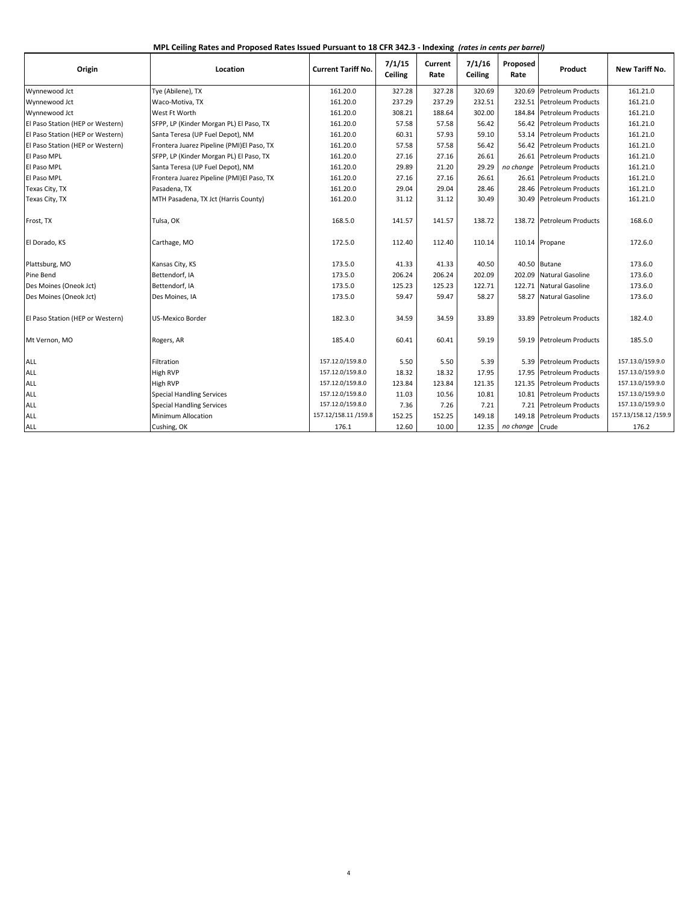**MPL Ceiling Rates and Proposed Rates Issued Pursuant to 18 CFR 342.3 - Indexing** *(rates in cents per barrel)*

| Origin | Location | Current Tariff No. | 7/1/15 Ceiling | Current Rate | 7/1/16 Ceiling | Proposed Rate | Product | New Tariff No. |
|---|---|---|---|---|---|---|---|---|
| Wynnewood Jct | Tye (Abilene), TX | 161.20.0 | 327.28 | 327.28 | 320.69 | 320.69 | Petroleum Products | 161.21.0 |
| Wynnewood Jct | Waco-Motiva, TX | 161.20.0 | 237.29 | 237.29 | 232.51 | 232.51 | Petroleum Products | 161.21.0 |
| Wynnewood Jct | West Ft Worth | 161.20.0 | 308.21 | 188.64 | 302.00 | 184.84 | Petroleum Products | 161.21.0 |
| El Paso Station (HEP or Western) | SFPP, LP (Kinder Morgan PL) El Paso, TX | 161.20.0 | 57.58 | 57.58 | 56.42 | 56.42 | Petroleum Products | 161.21.0 |
| El Paso Station (HEP or Western) | Santa Teresa (UP Fuel Depot), NM | 161.20.0 | 60.31 | 57.93 | 59.10 | 53.14 | Petroleum Products | 161.21.0 |
| El Paso Station (HEP or Western) | Frontera Juarez Pipeline (PMI)El Paso, TX | 161.20.0 | 57.58 | 57.58 | 56.42 | 56.42 | Petroleum Products | 161.21.0 |
| El Paso MPL | SFPP, LP (Kinder Morgan PL) El Paso, TX | 161.20.0 | 27.16 | 27.16 | 26.61 | 26.61 | Petroleum Products | 161.21.0 |
| El Paso MPL | Santa Teresa (UP Fuel Depot), NM | 161.20.0 | 29.89 | 21.20 | 29.29 | *no change* | Petroleum Products | 161.21.0 |
| El Paso MPL | Frontera Juarez Pipeline (PMI)El Paso, TX | 161.20.0 | 27.16 | 27.16 | 26.61 | 26.61 | Petroleum Products | 161.21.0 |
| Texas City, TX | Pasadena, TX | 161.20.0 | 29.04 | 29.04 | 28.46 | 28.46 | Petroleum Products | 161.21.0 |
| Texas City, TX | MTH Pasadena, TX Jct (Harris County) | 161.20.0 | 31.12 | 31.12 | 30.49 | 30.49 | Petroleum Products | 161.21.0 |
| Frost, TX | Tulsa, OK | 168.5.0 | 141.57 | 141.57 | 138.72 | 138.72 | Petroleum Products | 168.6.0 |
| El Dorado, KS | Carthage, MO | 172.5.0 | 112.40 | 112.40 | 110.14 | 110.14 | Propane | 172.6.0 |
| Plattsburg, MO | Kansas City, KS | 173.5.0 | 41.33 | 41.33 | 40.50 | 40.50 | Butane | 173.6.0 |
| Pine Bend | Bettendorf, IA | 173.5.0 | 206.24 | 206.24 | 202.09 | 202.09 | Natural Gasoline | 173.6.0 |
| Des Moines (Oneok Jct) | Bettendorf, IA | 173.5.0 | 125.23 | 125.23 | 122.71 | 122.71 | Natural Gasoline | 173.6.0 |
| Des Moines (Oneok Jct) | Des Moines, IA | 173.5.0 | 59.47 | 59.47 | 58.27 | 58.27 | Natural Gasoline | 173.6.0 |
| El Paso Station (HEP or Western) | US-Mexico Border | 182.3.0 | 34.59 | 34.59 | 33.89 | 33.89 | Petroleum Products | 182.4.0 |
| Mt Vernon, MO | Rogers, AR | 185.4.0 | 60.41 | 60.41 | 59.19 | 59.19 | Petroleum Products | 185.5.0 |
| ALL | Filtration | 157.12.0/159.8.0 | 5.50 | 5.50 | 5.39 | 5.39 | Petroleum Products | 157.13.0/159.9.0 |
| ALL | High RVP | 157.12.0/159.8.0 | 18.32 | 18.32 | 17.95 | 17.95 | Petroleum Products | 157.13.0/159.9.0 |
| ALL | High RVP | 157.12.0/159.8.0 | 123.84 | 123.84 | 121.35 | 121.35 | Petroleum Products | 157.13.0/159.9.0 |
| ALL | Special Handling Services | 157.12.0/159.8.0 | 11.03 | 10.56 | 10.81 | 10.81 | Petroleum Products | 157.13.0/159.9.0 |
| ALL | Special Handling Services | 157.12.0/159.8.0 | 7.36 | 7.26 | 7.21 | 7.21 | Petroleum Products | 157.13.0/159.9.0 |
| ALL | Minimum Allocation | 157.12/158.11 /159.8 | 152.25 | 152.25 | 149.18 | 149.18 | Petroleum Products | 157.13/158.12 /159.9 |
| ALL | Cushing, OK | 176.1 | 12.60 | 10.00 | 12.35 | *no change* | Crude | 176.2 |